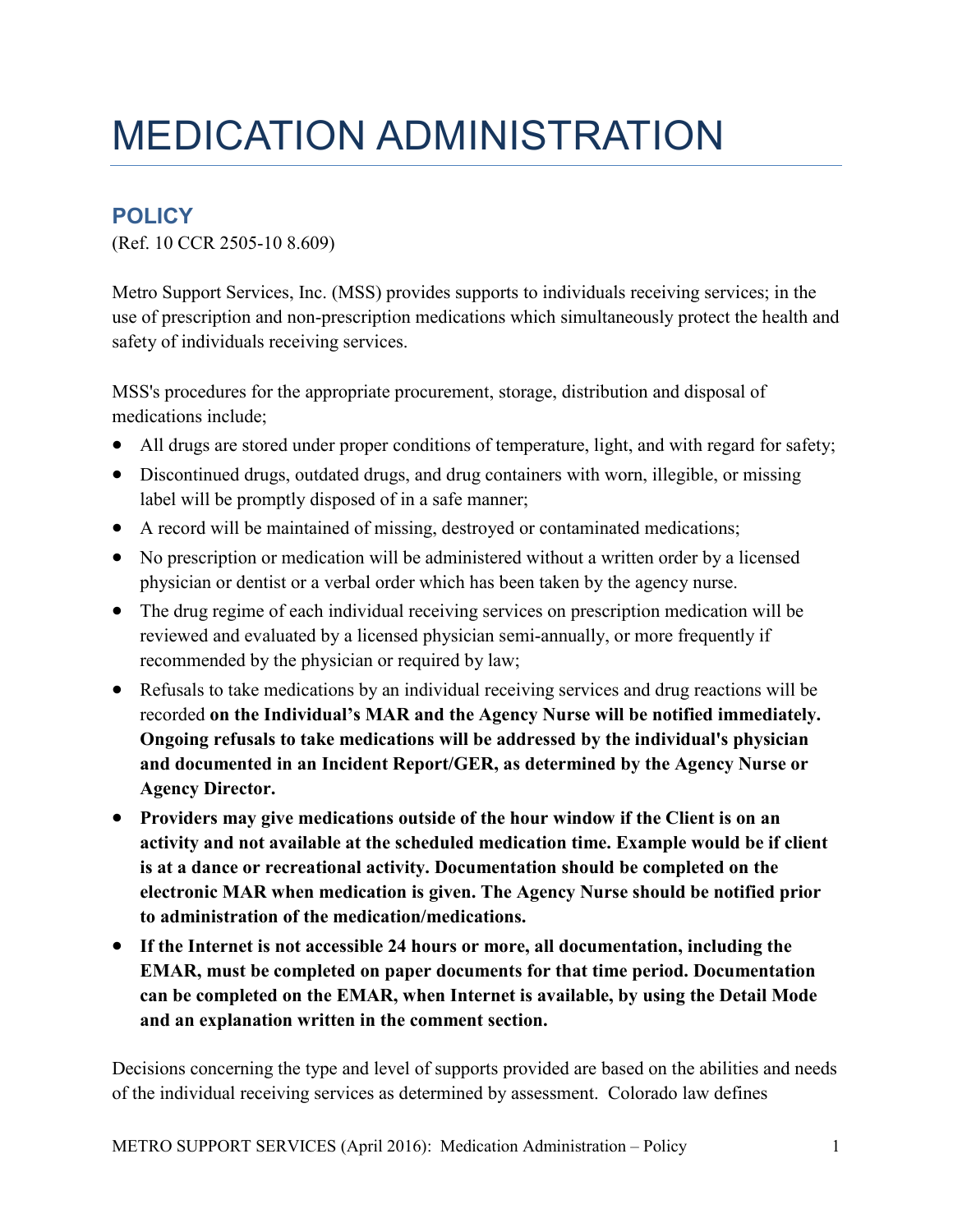# MEDICATION ADMINISTRATION

## POLICY

(Ref. 10 CCR 2505-10 8.609)

Metro Support Services, Inc. (MSS) provides supports to individuals receiving services; in the use of prescription and non-prescription medications which simultaneously protect the health and safety of individuals receiving services.

MSS's procedures for the appropriate procurement, storage, distribution and disposal of medications include;

- All drugs are stored under proper conditions of temperature, light, and with regard for safety;
- Discontinued drugs, outdated drugs, and drug containers with worn, illegible, or missing label will be promptly disposed of in a safe manner;
- A record will be maintained of missing, destroyed or contaminated medications;
- No prescription or medication will be administered without a written order by a licensed physician or dentist or a verbal order which has been taken by the agency nurse.
- The drug regime of each individual receiving services on prescription medication will be reviewed and evaluated by a licensed physician semi-annually, or more frequently if recommended by the physician or required by law;
- Refusals to take medications by an individual receiving services and drug reactions will be recorded **on the Individual's MAR and the Agency Nurse will be notified immediately. Ongoing refusals to take medications will be addressed by the individual's physician and documented in an Incident Report/GER, as determined by the Agency Nurse or Agency Director.**
- **Providers may give medications outside of the hour window if the Client is on an activity and not available at the scheduled medication time. Example would be if client is at a dance or recreational activity. Documentation should be completed on the electronic MAR when medication is given. The Agency Nurse should be notified prior to administration of the medication/medications.**
- **If the Internet is not accessible 24 hours or more, all documentation, including the EMAR, must be completed on paper documents for that time period. Documentation can be completed on the EMAR, when Internet is available, by using the Detail Mode and an explanation written in the comment section.**

Decisions concerning the type and level of supports provided are based on the abilities and needs of the individual receiving services as determined by assessment. Colorado law defines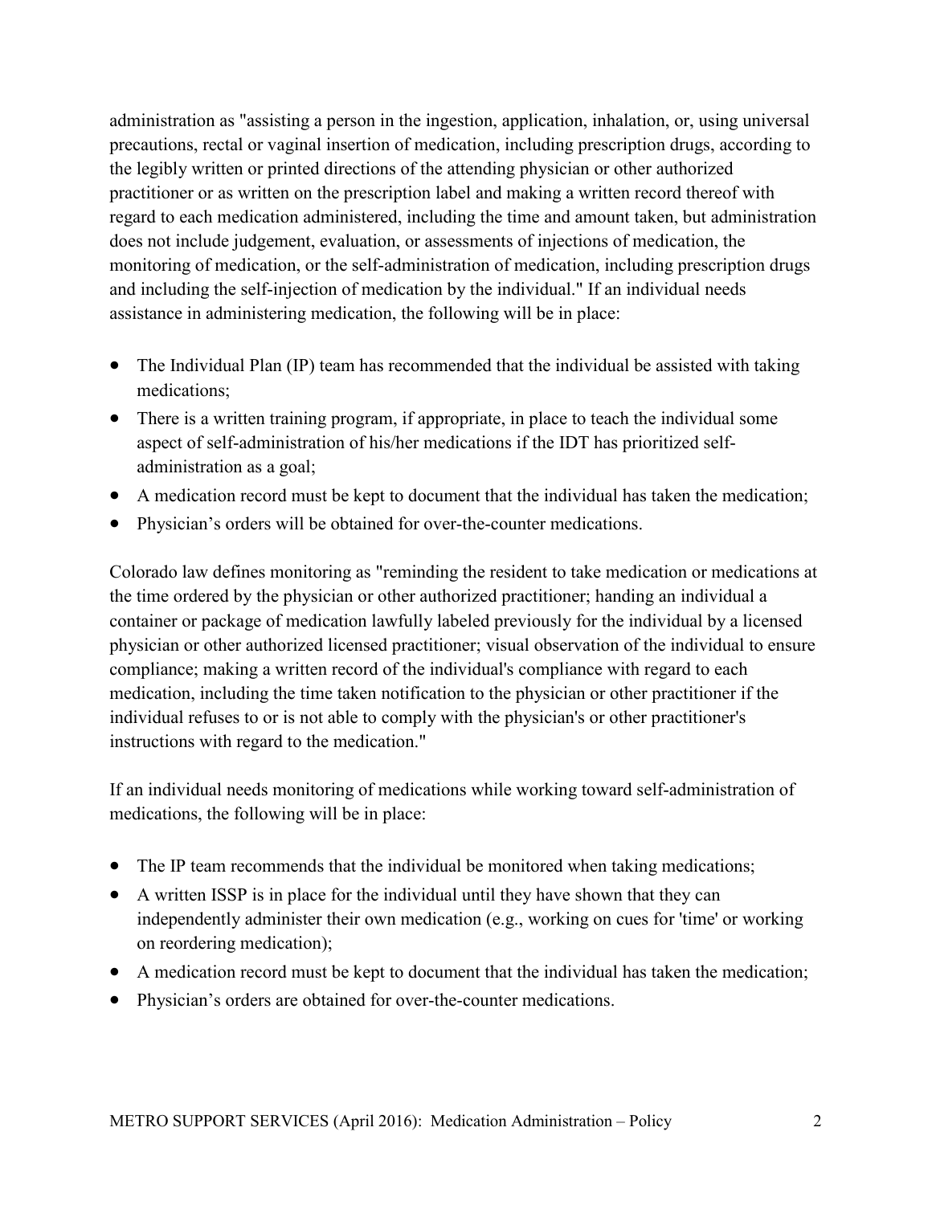administration as "assisting a person in the ingestion, application, inhalation, or, using universal precautions, rectal or vaginal insertion of medication, including prescription drugs, according to the legibly written or printed directions of the attending physician or other authorized practitioner or as written on the prescription label and making a written record thereof with regard to each medication administered, including the time and amount taken, but administration does not include judgement, evaluation, or assessments of injections of medication, the monitoring of medication, or the self-administration of medication, including prescription drugs and including the self-injection of medication by the individual." If an individual needs assistance in administering medication, the following will be in place:

- The Individual Plan (IP) team has recommended that the individual be assisted with taking medications;
- There is a written training program, if appropriate, in place to teach the individual some aspect of self-administration of his/her medications if the IDT has prioritized self-administration as a goal;
- A medication record must be kept to document that the individual has taken the medication;
- Physician's orders will be obtained for over-the-counter medications.

Colorado law defines monitoring as "reminding the resident to take medication or medications at the time ordered by the physician or other authorized practitioner; handing an individual a container or package of medication lawfully labeled previously for the individual by a licensed physician or other authorized licensed practitioner; visual observation of the individual to ensure compliance; making a written record of the individual's compliance with regard to each medication, including the time taken notification to the physician or other practitioner if the individual refuses to or is not able to comply with the physician's or other practitioner's instructions with regard to the medication."

If an individual needs monitoring of medications while working toward self-administration of medications, the following will be in place:

- The IP team recommends that the individual be monitored when taking medications;
- A written ISSP is in place for the individual until they have shown that they can independently administer their own medication (e.g., working on cues for 'time' or working on reordering medication);
- A medication record must be kept to document that the individual has taken the medication;
- Physician's orders are obtained for over-the-counter medications.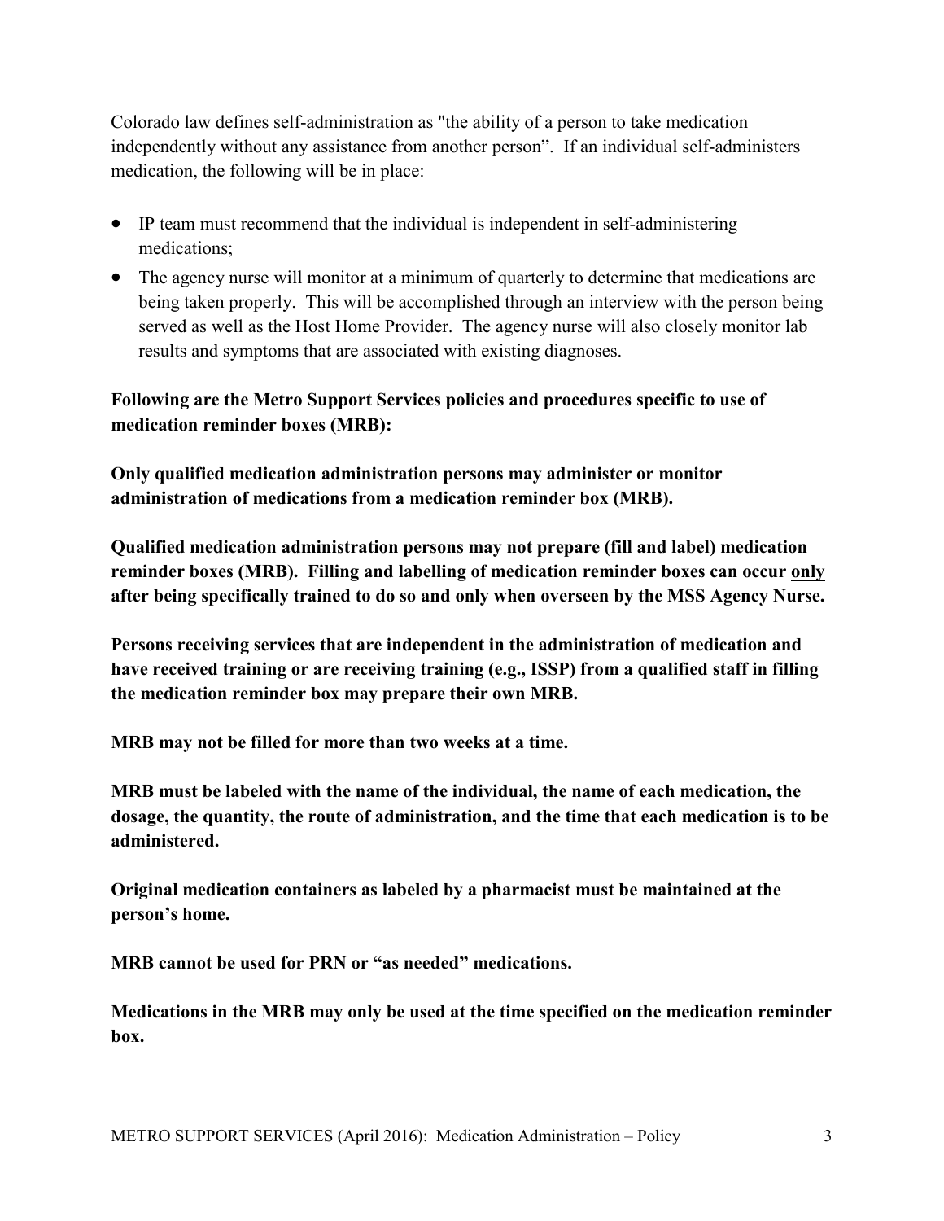Colorado law defines self-administration as "the ability of a person to take medication independently without any assistance from another person". If an individual self-administers medication, the following will be in place:

- IP team must recommend that the individual is independent in self-administering medications;
- The agency nurse will monitor at a minimum of quarterly to determine that medications are being taken properly. This will be accomplished through an interview with the person being served as well as the Host Home Provider. The agency nurse will also closely monitor lab results and symptoms that are associated with existing diagnoses.

**Following are the Metro Support Services policies and procedures specific to use of medication reminder boxes (MRB):**

**Only qualified medication administration persons may administer or monitor administration of medications from a medication reminder box (MRB).**

**Qualified medication administration persons may not prepare (fill and label) medication reminder boxes (MRB). Filling and labelling of medication reminder boxes can occur <u>only</u> after being specifically trained to do so and only when overseen by the MSS Agency Nurse.**

**Persons receiving services that are independent in the administration of medication and have received training or are receiving training (e.g., ISSP) from a qualified staff in filling the medication reminder box may prepare their own MRB.**

**MRB may not be filled for more than two weeks at a time.**

**MRB must be labeled with the name of the individual, the name of each medication, the dosage, the quantity, the route of administration, and the time that each medication is to be administered.**

**Original medication containers as labeled by a pharmacist must be maintained at the person's home.**

**MRB cannot be used for PRN or "as needed" medications.**

**Medications in the MRB may only be used at the time specified on the medication reminder box.**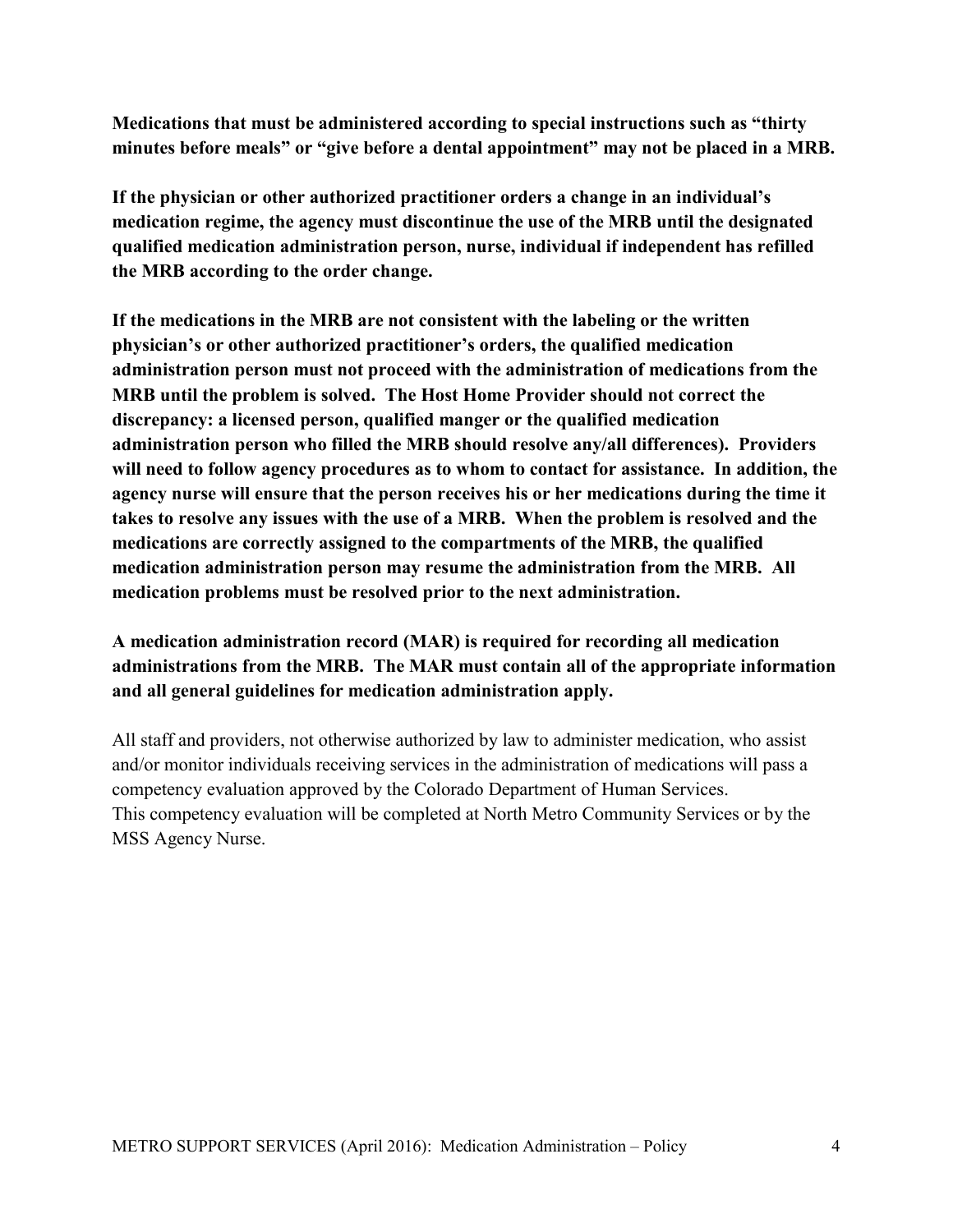**Medications that must be administered according to special instructions such as "thirty minutes before meals" or "give before a dental appointment" may not be placed in a MRB.**

**If the physician or other authorized practitioner orders a change in an individual's medication regime, the agency must discontinue the use of the MRB until the designated qualified medication administration person, nurse, individual if independent has refilled the MRB according to the order change.**

**If the medications in the MRB are not consistent with the labeling or the written physician's or other authorized practitioner's orders, the qualified medication administration person must not proceed with the administration of medications from the MRB until the problem is solved. The Host Home Provider should not correct the discrepancy: a licensed person, qualified manger or the qualified medication administration person who filled the MRB should resolve any/all differences). Providers will need to follow agency procedures as to whom to contact for assistance. In addition, the agency nurse will ensure that the person receives his or her medications during the time it takes to resolve any issues with the use of a MRB. When the problem is resolved and the medications are correctly assigned to the compartments of the MRB, the qualified medication administration person may resume the administration from the MRB. All medication problems must be resolved prior to the next administration.**

**A medication administration record (MAR) is required for recording all medication administrations from the MRB. The MAR must contain all of the appropriate information and all general guidelines for medication administration apply.**

All staff and providers, not otherwise authorized by law to administer medication, who assist and/or monitor individuals receiving services in the administration of medications will pass a competency evaluation approved by the Colorado Department of Human Services. This competency evaluation will be completed at North Metro Community Services or by the MSS Agency Nurse.